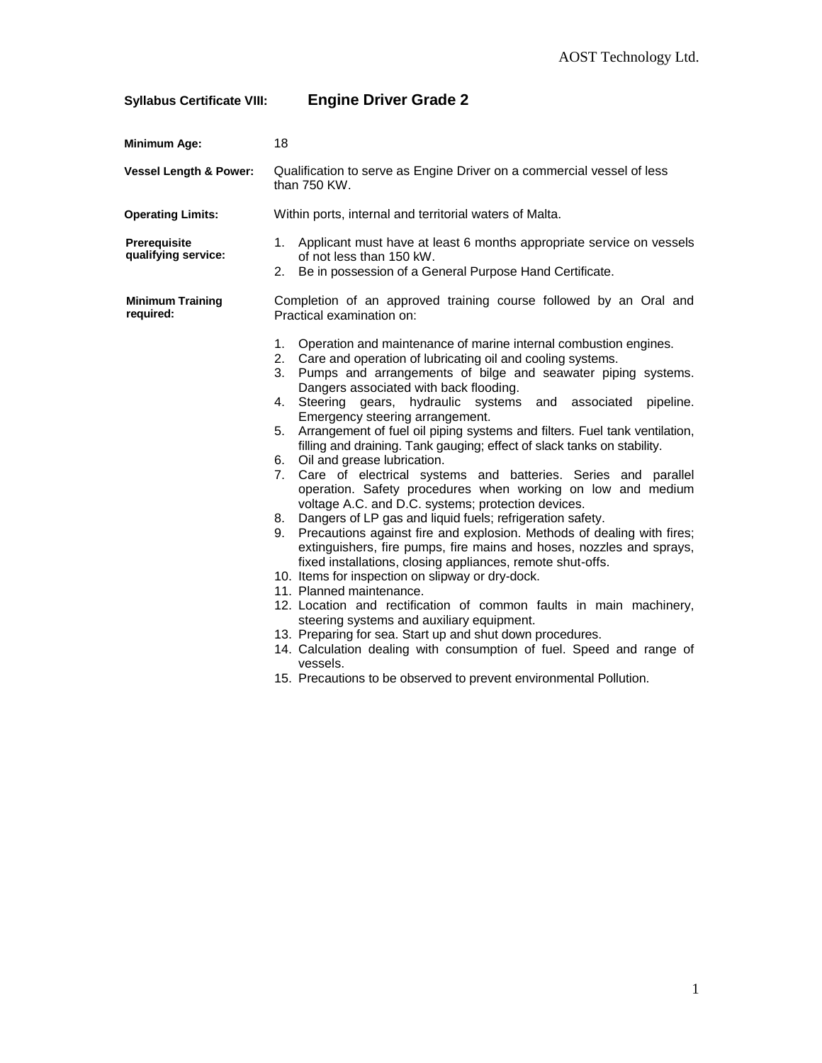## Syllabus Certificate VIII: Engine Driver Grade 2

**Minimum Age:** 18

**Vessel Length & Power:** Qualification to serve as Engine Driver on a commercial vessel of less than 750 KW.

**Operating Limits:** Within ports, internal and territorial waters of Malta.

**Prerequisite qualifying service:**

1. Applicant must have at least 6 months appropriate service on vessels of not less than 150 kW.
2. Be in possession of a General Purpose Hand Certificate.

**Minimum Training required:** Completion of an approved training course followed by an Oral and Practical examination on:

1. Operation and maintenance of marine internal combustion engines.
2. Care and operation of lubricating oil and cooling systems.
3. Pumps and arrangements of bilge and seawater piping systems. Dangers associated with back flooding.
4. Steering gears, hydraulic systems and associated pipeline. Emergency steering arrangement.
5. Arrangement of fuel oil piping systems and filters. Fuel tank ventilation, filling and draining. Tank gauging; effect of slack tanks on stability.
6. Oil and grease lubrication.
7. Care of electrical systems and batteries. Series and parallel operation. Safety procedures when working on low and medium voltage A.C. and D.C. systems; protection devices.
8. Dangers of LP gas and liquid fuels; refrigeration safety.
9. Precautions against fire and explosion. Methods of dealing with fires; extinguishers, fire pumps, fire mains and hoses, nozzles and sprays, fixed installations, closing appliances, remote shut-offs.
10. Items for inspection on slipway or dry-dock.
11. Planned maintenance.
12. Location and rectification of common faults in main machinery, steering systems and auxiliary equipment.
13. Preparing for sea. Start up and shut down procedures.
14. Calculation dealing with consumption of fuel. Speed and range of vessels.
15. Precautions to be observed to prevent environmental Pollution.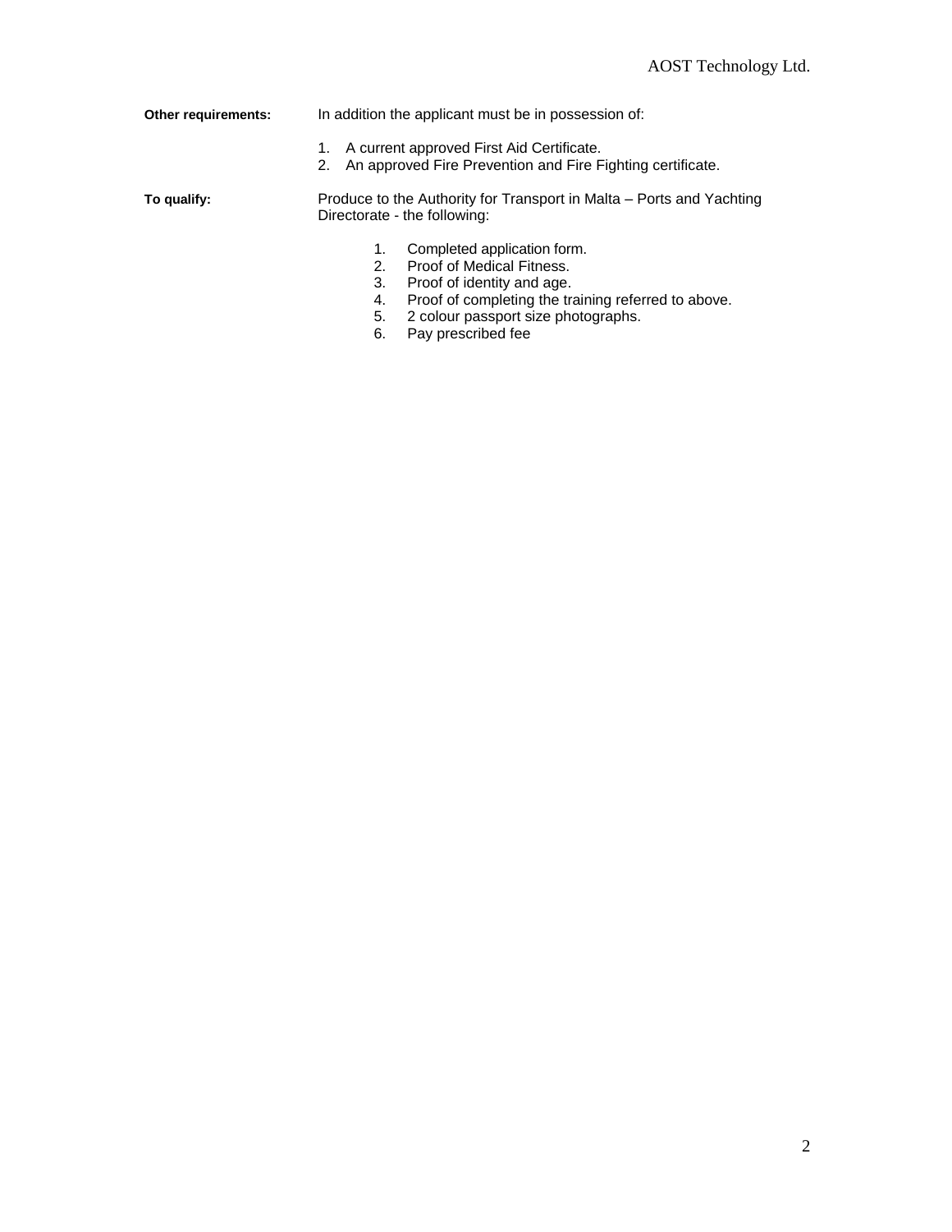**Other requirements:** In addition the applicant must be in possession of:

1. A current approved First Aid Certificate.
2. An approved Fire Prevention and Fire Fighting certificate.

**To qualify:** Produce to the Authority for Transport in Malta – Ports and Yachting Directorate - the following:

1. Completed application form.
2. Proof of Medical Fitness.
3. Proof of identity and age.
4. Proof of completing the training referred to above.
5. 2 colour passport size photographs.
6. Pay prescribed fee